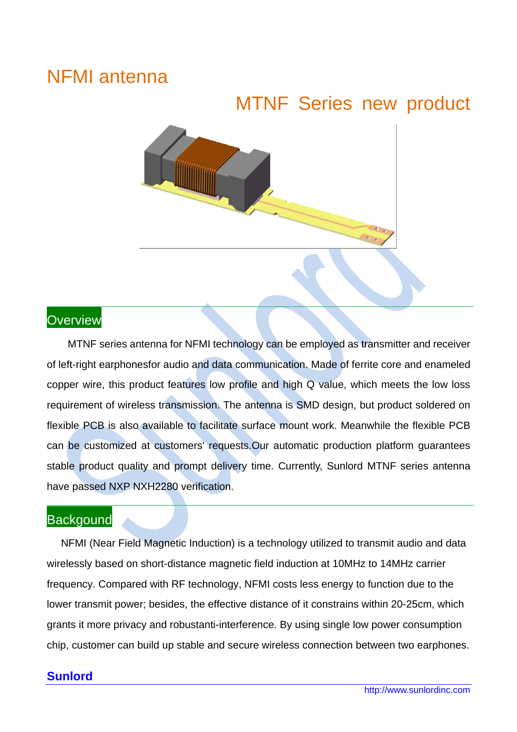# NFMI antenna

## MTNF Series new product

## Overview

MTNF series antenna for NFMI technology can be employed as transmitter and receiver of left-right earphonesfor audio and data communication. Made of ferrite core and enameled copper wire, this product features low profile and high Q value, which meets the low loss requirement of wireless transmission. The antenna is SMD design, but product soldered on flexible PCB is also available to facilitate surface mount work. Meanwhile the flexible PCB can be customized at customers' requests.Our automatic production platform guarantees stable product quality and prompt delivery time. Currently, Sunlord MTNF series antenna have passed NXP NXH2280 verification.

## Backgound

NFMI (Near Field Magnetic Induction) is a technology utilized to transmit audio and data wirelessly based on short-distance magnetic field induction at 10MHz to 14MHz carrier frequency. Compared with RF technology, NFMI costs less energy to function due to the lower transmit power; besides, the effective distance of it constrains within 20-25cm, which grants it more privacy and robustanti-interference. By using single low power consumption chip, customer can build up stable and secure wireless connection between two earphones.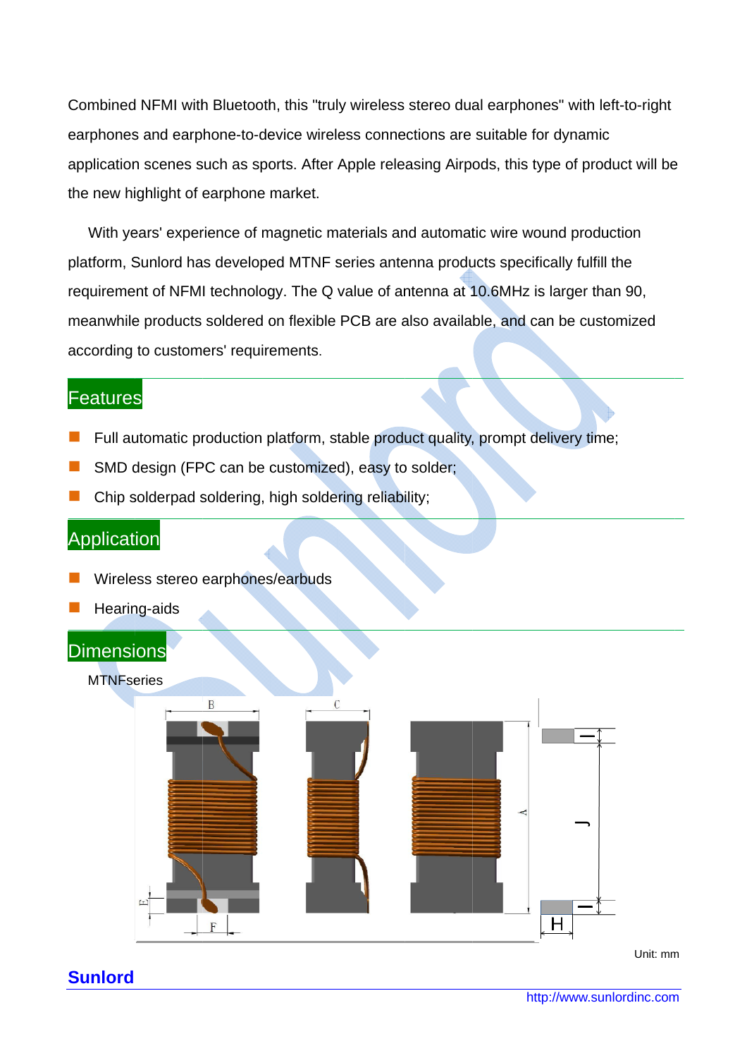Combined NFMI with Bluetooth, this "truly wireless stereo dual earphones" with left-to-right earphones and earphone-to-device wireless connections are suitable for dynamic application scenes such as sports. After Apple releasing Airpods, this type of product will be the new highlight of earphone market.

With years' experience of magnetic materials and automatic wire wound production platform, Sunlord has developed MTNF series antenna products specifically fulfill the requirement of NFMI technology. The Q value of antenna at 10.6MHz is larger than 90, meanwhile products soldered on flexible PCB are also available, and can be customized according to customers' requirements.

## Features

- Full automatic production platform, stable product quality, prompt delivery time;
- SMD design (FPC can be customized), easy to solder;
- Chip solderpad soldering, high soldering reliability;

## Application

- Wireless stereo earphones/earbuds
- Hearing-aids

## Dimensions

MTNFseries

Unit: mm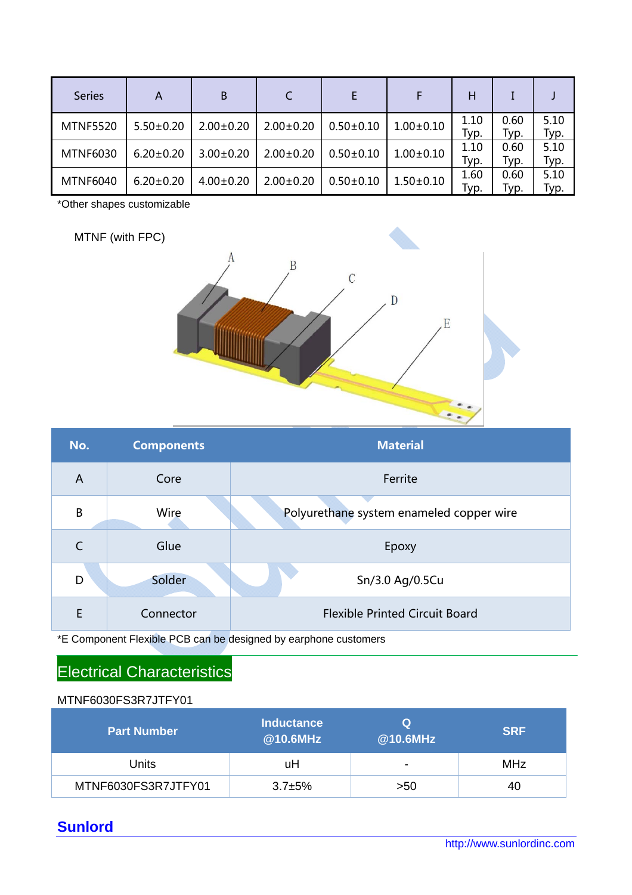| Series | A | B | C | E | F | H | I | J |
|---|---|---|---|---|---|---|---|---|
| MTNF5520 | 5.50±0.20 | 2.00±0.20 | 2.00±0.20 | 0.50±0.10 | 1.00±0.10 | 1.10 Typ. | 0.60 Typ. | 5.10 Typ. |
| MTNF6030 | 6.20±0.20 | 3.00±0.20 | 2.00±0.20 | 0.50±0.10 | 1.00±0.10 | 1.10 Typ. | 0.60 Typ. | 5.10 Typ. |
| MTNF6040 | 6.20±0.20 | 4.00±0.20 | 2.00±0.20 | 0.50±0.10 | 1.50±0.10 | 1.60 Typ. | 0.60 Typ. | 5.10 Typ. |

*Other shapes customizable

MTNF (with FPC)

| No. | Components | Material |
|---|---|---|
| A | Core | Ferrite |
| B | Wire | Polyurethane system enameled copper wire |
| C | Glue | Epoxy |
| D | Solder | Sn/3.0 Ag/0.5Cu |
| E | Connector | Flexible Printed Circuit Board |

*E Component Flexible PCB can be designed by earphone customers

## Electrical Characteristics

MTNF6030FS3R7JTFY01

| Part Number | Inductance @10.6MHz | Q @10.6MHz | SRF |
|---|---|---|---|
| Units | uH | - | MHz |
| MTNF6030FS3R7JTFY01 | 3.7±5% | >50 | 40 |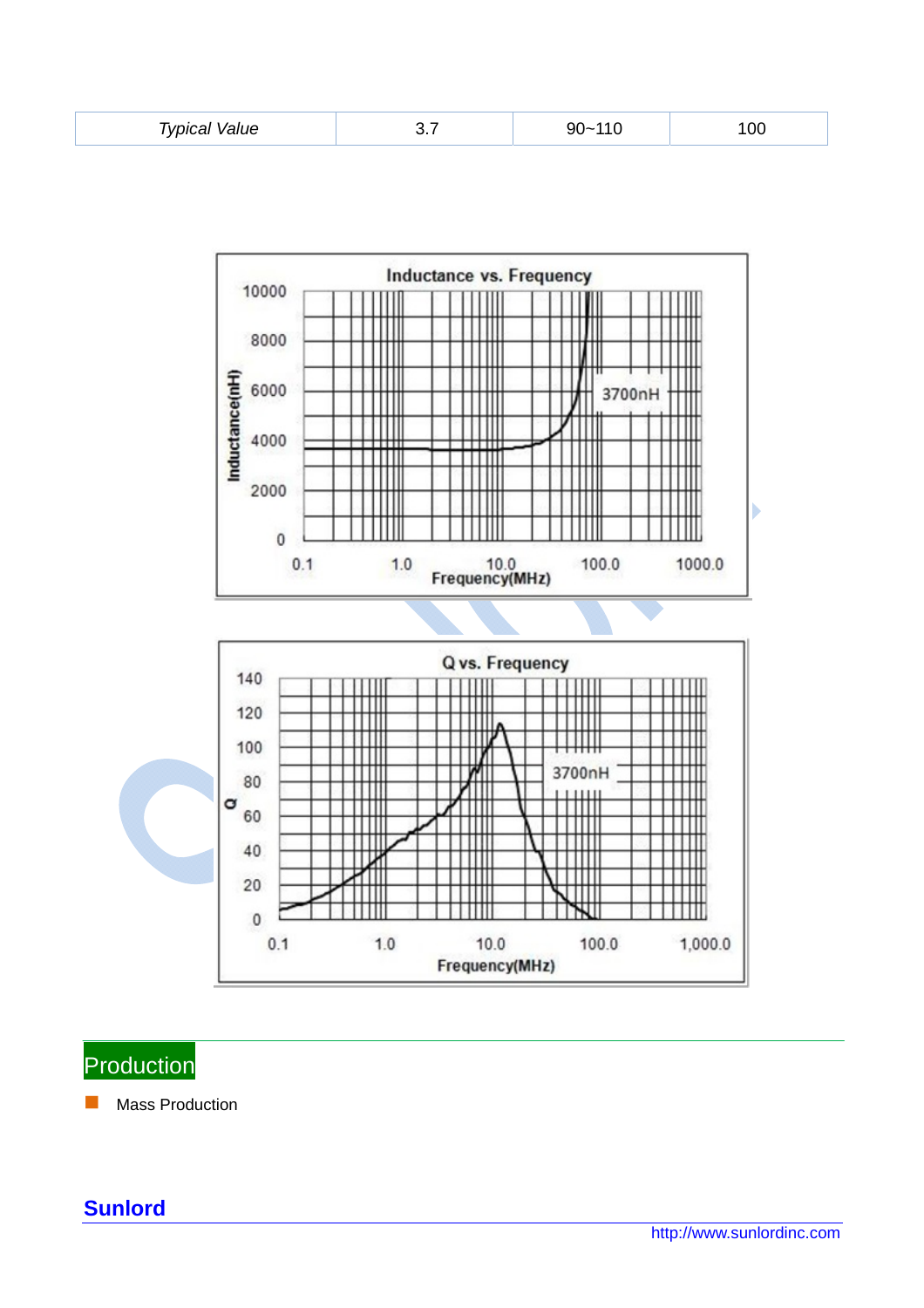| | | | |
|---|---|---|---|
| *Typical Value* | 3.7 | 90~110 | 100 |

Inductance vs. Frequency

Inductance(nH)

10000
8000
6000
4000
2000
0

0.1
1.0
10.0
100.0
1000.0

Frequency(MHz)

3700nH

Q vs. Frequency

Q

140
120
100
80
60
40
20
0

0.1
1.0
10.0
100.0
1,000.0

Frequency(MHz)

3700nH

## Production

- Mass Production